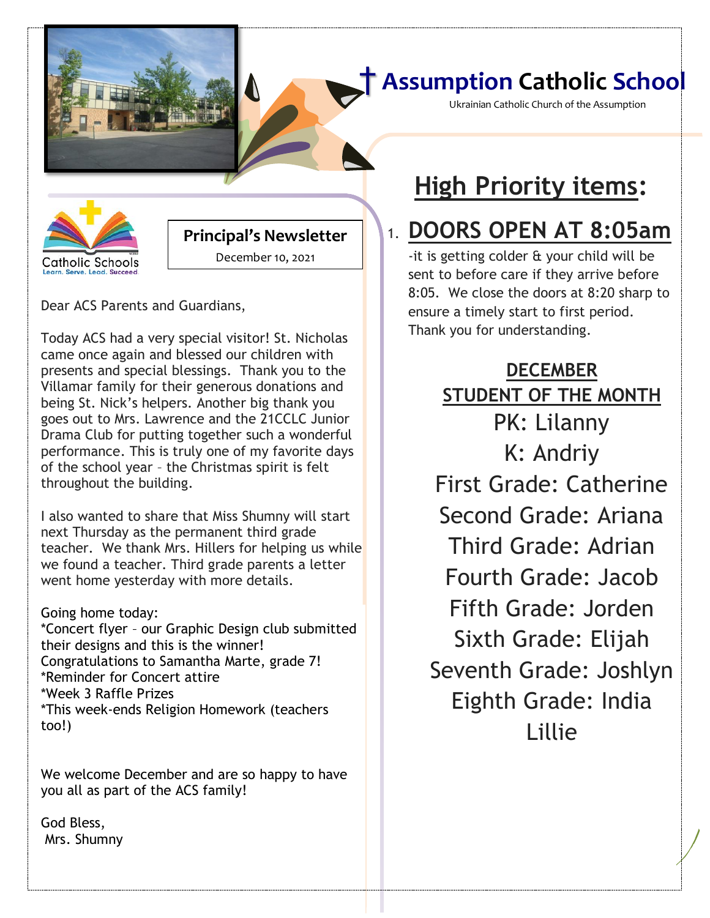# † Assumption Catholic School

Ukrainian Catholic Church of the Assumption

Catholic Schools
Learn. Serve. Lead. Succeed.

**Principal's Newsletter**

December 10, 2021

Dear ACS Parents and Guardians,

Today ACS had a very special visitor! St. Nicholas came once again and blessed our children with presents and special blessings. Thank you to the Villamar family for their generous donations and being St. Nick's helpers. Another big thank you goes out to Mrs. Lawrence and the 21CCLC Junior Drama Club for putting together such a wonderful performance. This is truly one of my favorite days of the school year – the Christmas spirit is felt throughout the building.

I also wanted to share that Miss Shumny will start next Thursday as the permanent third grade teacher. We thank Mrs. Hillers for helping us while we found a teacher. Third grade parents a letter went home yesterday with more details.

Going home today:
*Concert flyer – our Graphic Design club submitted their designs and this is the winner! Congratulations to Samantha Marte, grade 7!
*Reminder for Concert attire
*Week 3 Raffle Prizes
*This week-ends Religion Homework (teachers too!)

We welcome December and are so happy to have you all as part of the ACS family!

God Bless,
Mrs. Shumny

## High Priority items:

1. **DOORS OPEN AT 8:05am**

-it is getting colder & your child will be sent to before care if they arrive before 8:05. We close the doors at 8:20 sharp to ensure a timely start to first period. Thank you for understanding.

**DECEMBER STUDENT OF THE MONTH**

PK: Lilanny
K: Andriy
First Grade: Catherine
Second Grade: Ariana
Third Grade: Adrian
Fourth Grade: Jacob
Fifth Grade: Jorden
Sixth Grade: Elijah
Seventh Grade: Joshlyn
Eighth Grade: India Lillie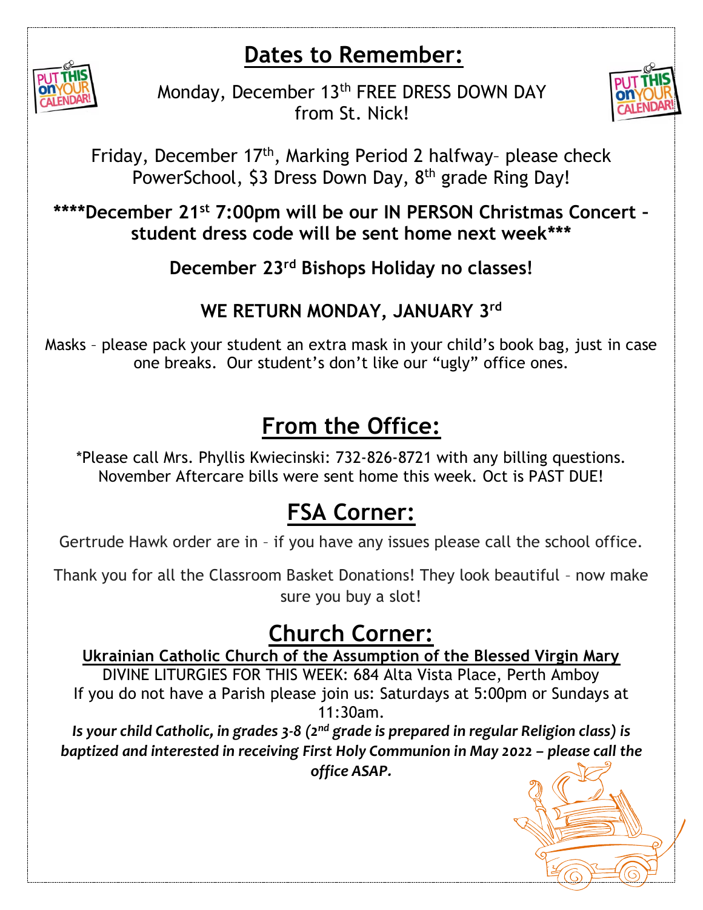# Dates to Remember:

Monday, December 13th FREE DRESS DOWN DAY from St. Nick!

Friday, December 17th, Marking Period 2 halfway– please check PowerSchool, $3 Dress Down Day, 8th grade Ring Day!

**\*\*\*\*December 21st 7:00pm will be our IN PERSON Christmas Concert – student dress code will be sent home next week\*\*\***

**December 23rd Bishops Holiday no classes!**

**WE RETURN MONDAY, JANUARY 3rd**

Masks – please pack your student an extra mask in your child's book bag, just in case one breaks. Our student's don't like our "ugly" office ones.

# From the Office:

*Please call Mrs. Phyllis Kwiecinski: 732-826-8721 with any billing questions. November Aftercare bills were sent home this week. Oct is PAST DUE!

# FSA Corner:

Gertrude Hawk order are in – if you have any issues please call the school office.

Thank you for all the Classroom Basket Donations! They look beautiful – now make sure you buy a slot!

# Church Corner:

**Ukrainian Catholic Church of the Assumption of the Blessed Virgin Mary**

DIVINE LITURGIES FOR THIS WEEK: 684 Alta Vista Place, Perth Amboy
If you do not have a Parish please join us: Saturdays at 5:00pm or Sundays at 11:30am.

***Is your child Catholic, in grades 3-8 (2nd grade is prepared in regular Religion class) is baptized and interested in receiving First Holy Communion in May 2022 – please call the office ASAP.***